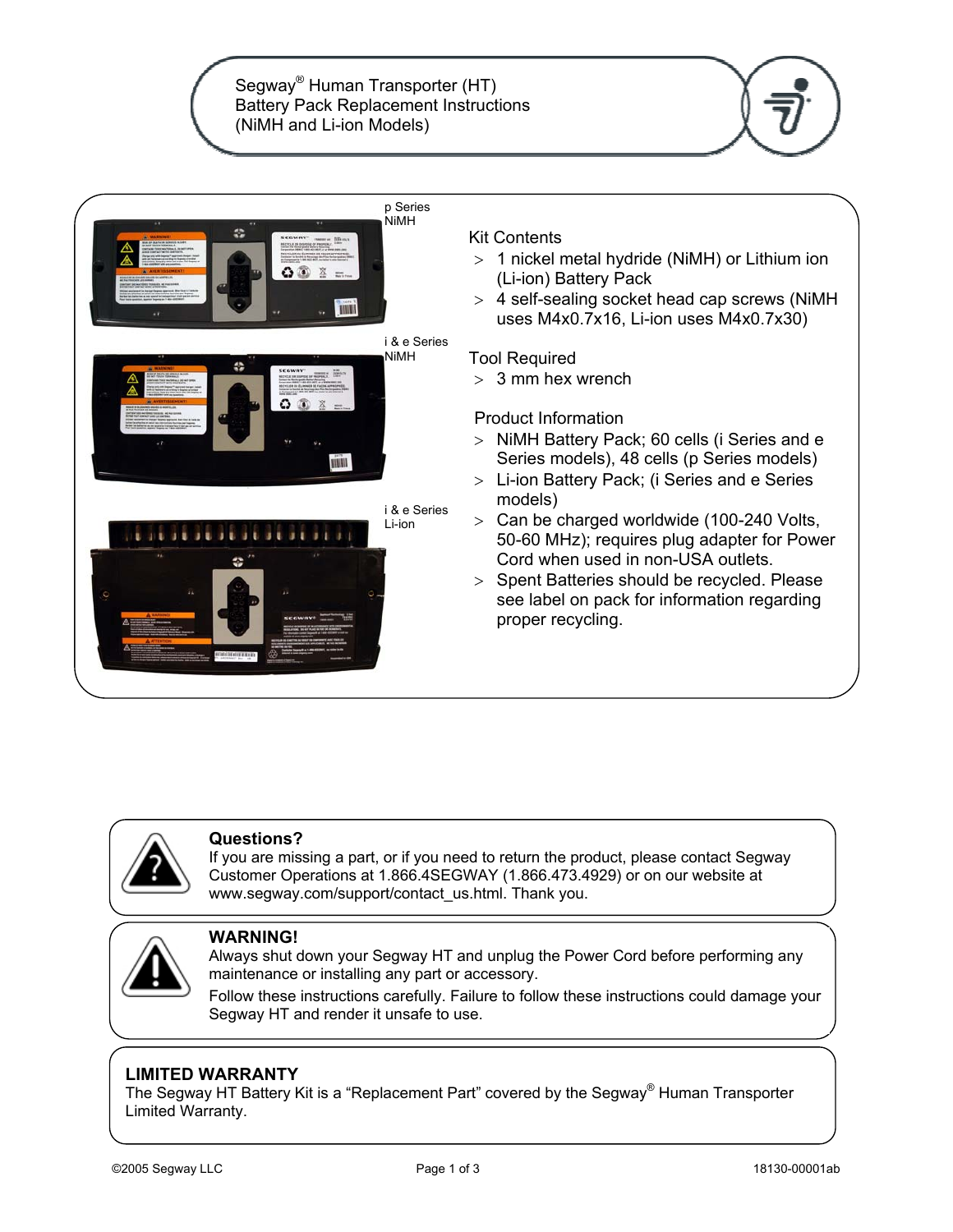# Segway® Human Transporter (HT) Battery Pack Replacement Instructions (NiMH and Li-ion Models)

p Series NiMH

i & e Series NiMH

i & e Series Li-ion

## Kit Contents

- 1 nickel metal hydride (NiMH) or Lithium ion (Li-ion) Battery Pack
- 4 self-sealing socket head cap screws (NiMH uses M4x0.7x16, Li-ion uses M4x0.7x30)

## Tool Required

- 3 mm hex wrench

## Product Information

- NiMH Battery Pack; 60 cells (i Series and e Series models), 48 cells (p Series models)
- Li-ion Battery Pack; (i Series and e Series models)
- Can be charged worldwide (100-240 Volts, 50-60 MHz); requires plug adapter for Power Cord when used in non-USA outlets.
- Spent Batteries should be recycled. Please see label on pack for information regarding proper recycling.

**Questions?**
If you are missing a part, or if you need to return the product, please contact Segway Customer Operations at 1.866.4SEGWAY (1.866.473.4929) or on our website at www.segway.com/support/contact_us.html. Thank you.

**WARNING!**
Always shut down your Segway HT and unplug the Power Cord before performing any maintenance or installing any part or accessory.

Follow these instructions carefully. Failure to follow these instructions could damage your Segway HT and render it unsafe to use.

**LIMITED WARRANTY**
The Segway HT Battery Kit is a "Replacement Part" covered by the Segway® Human Transporter Limited Warranty.

©2005 Segway LLC

18130-00001ab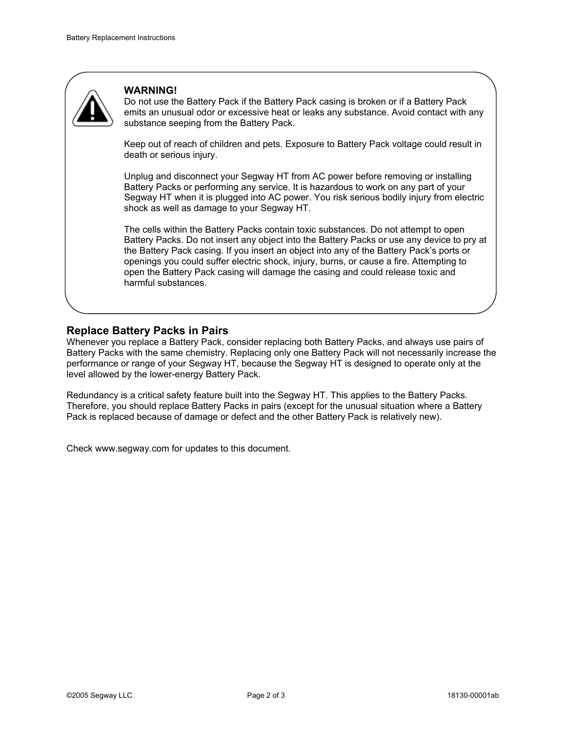**WARNING!**

Do not use the Battery Pack if the Battery Pack casing is broken or if a Battery Pack emits an unusual odor or excessive heat or leaks any substance. Avoid contact with any substance seeping from the Battery Pack.

Keep out of reach of children and pets. Exposure to Battery Pack voltage could result in death or serious injury.

Unplug and disconnect your Segway HT from AC power before removing or installing Battery Packs or performing any service. It is hazardous to work on any part of your Segway HT when it is plugged into AC power. You risk serious bodily injury from electric shock as well as damage to your Segway HT.

The cells within the Battery Packs contain toxic substances. Do not attempt to open Battery Packs. Do not insert any object into the Battery Packs or use any device to pry at the Battery Pack casing. If you insert an object into any of the Battery Pack's ports or openings you could suffer electric shock, injury, burns, or cause a fire. Attempting to open the Battery Pack casing will damage the casing and could release toxic and harmful substances.

## Replace Battery Packs in Pairs

Whenever you replace a Battery Pack, consider replacing both Battery Packs, and always use pairs of Battery Packs with the same chemistry. Replacing only one Battery Pack will not necessarily increase the performance or range of your Segway HT, because the Segway HT is designed to operate only at the level allowed by the lower-energy Battery Pack.

Redundancy is a critical safety feature built into the Segway HT. This applies to the Battery Packs. Therefore, you should replace Battery Packs in pairs (except for the unusual situation where a Battery Pack is replaced because of damage or defect and the other Battery Pack is relatively new).

Check www.segway.com for updates to this document.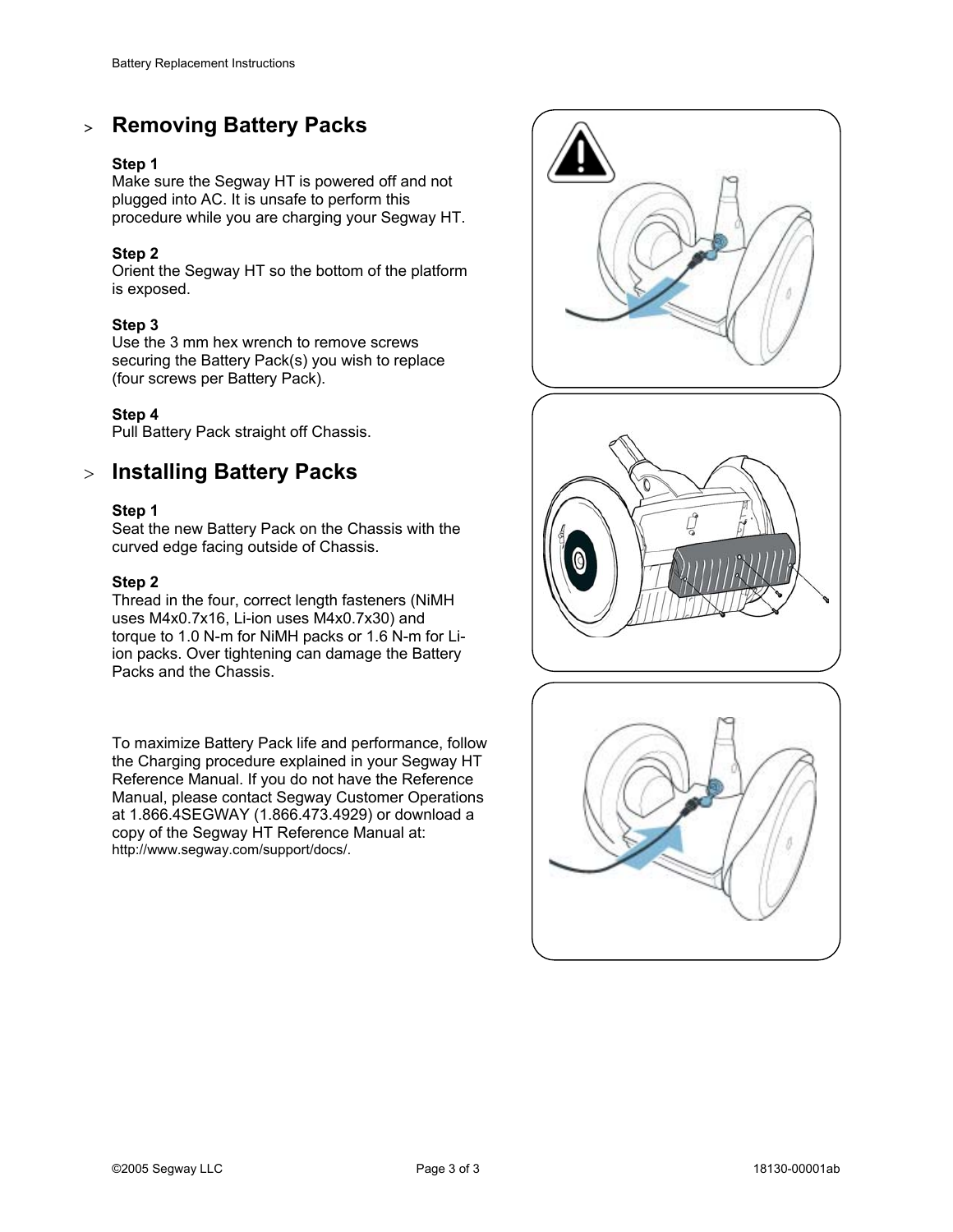## Removing Battery Packs

**Step 1**
Make sure the Segway HT is powered off and not plugged into AC. It is unsafe to perform this procedure while you are charging your Segway HT.

**Step 2**
Orient the Segway HT so the bottom of the platform is exposed.

**Step 3**
Use the 3 mm hex wrench to remove screws securing the Battery Pack(s) you wish to replace (four screws per Battery Pack).

**Step 4**
Pull Battery Pack straight off Chassis.

## Installing Battery Packs

**Step 1**
Seat the new Battery Pack on the Chassis with the curved edge facing outside of Chassis.

**Step 2**
Thread in the four, correct length fasteners (NiMH uses M4x0.7x16, Li-ion uses M4x0.7x30) and torque to 1.0 N-m for NiMH packs or 1.6 N-m for Li-ion packs. Over tightening can damage the Battery Packs and the Chassis.

To maximize Battery Pack life and performance, follow the Charging procedure explained in your Segway HT Reference Manual. If you do not have the Reference Manual, please contact Segway Customer Operations at 1.866.4SEGWAY (1.866.473.4929) or download a copy of the Segway HT Reference Manual at: http://www.segway.com/support/docs/.